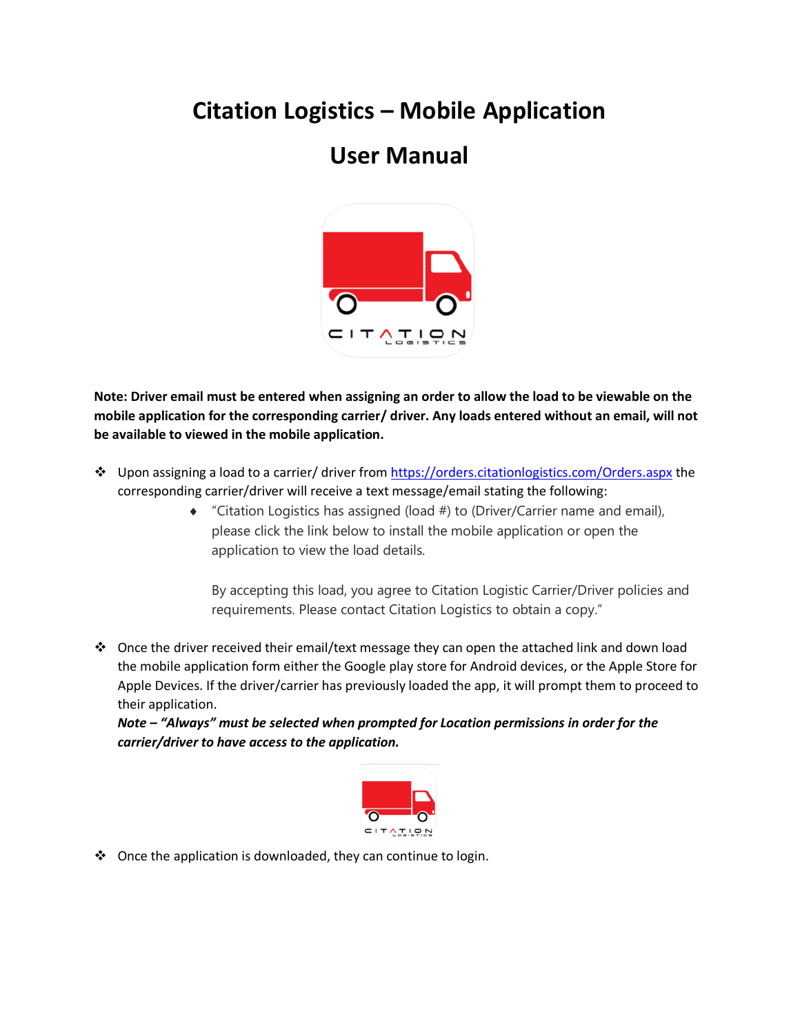# Citation Logistics – Mobile Application

# User Manual

**Note: Driver email must be entered when assigning an order to allow the load to be viewable on the mobile application for the corresponding carrier/ driver. Any loads entered without an email, will not be available to viewed in the mobile application.**

- Upon assigning a load to a carrier/ driver from [https://orders.citationlogistics.com/Orders.aspx](https://orders.citationlogistics.com/Orders.aspx) the corresponding carrier/driver will receive a text message/email stating the following:
  - "Citation Logistics has assigned (load #) to (Driver/Carrier name and email), please click the link below to install the mobile application or open the application to view the load details.

    By accepting this load, you agree to Citation Logistic Carrier/Driver policies and requirements. Please contact Citation Logistics to obtain a copy."

- Once the driver received their email/text message they can open the attached link and down load the mobile application form either the Google play store for Android devices, or the Apple Store for Apple Devices. If the driver/carrier has previously loaded the app, it will prompt them to proceed to their application.
  ***Note – "Always" must be selected when prompted for Location permissions in order for the carrier/driver to have access to the application.***

- Once the application is downloaded, they can continue to login.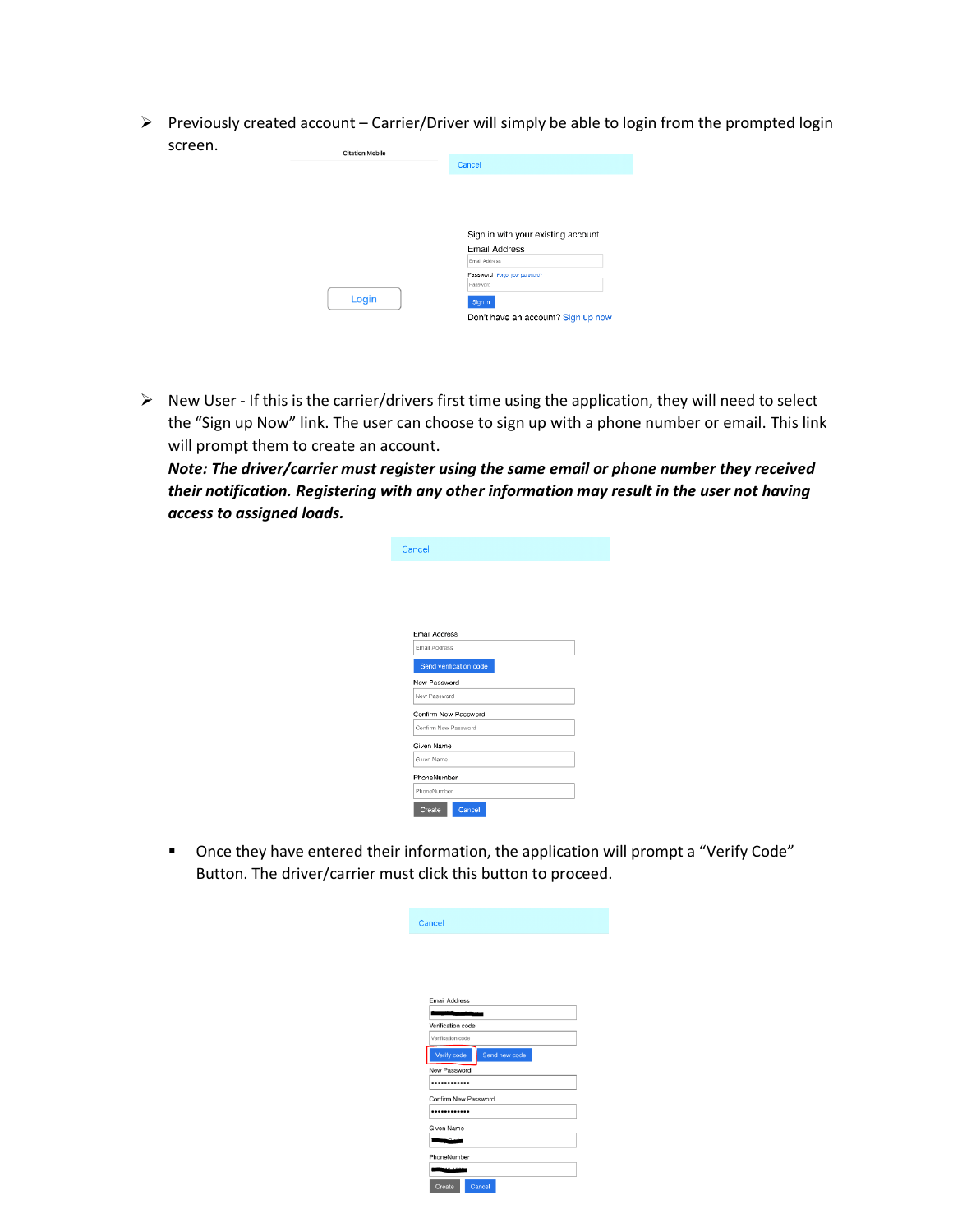- Previously created account – Carrier/Driver will simply be able to login from the prompted login screen.

- New User - If this is the carrier/drivers first time using the application, they will need to select the "Sign up Now" link. The user can choose to sign up with a phone number or email. This link will prompt them to create an account.
  ***Note: The driver/carrier must register using the same email or phone number they received their notification. Registering with any other information may result in the user not having access to assigned loads.***

  - Once they have entered their information, the application will prompt a "Verify Code" Button. The driver/carrier must click this button to proceed.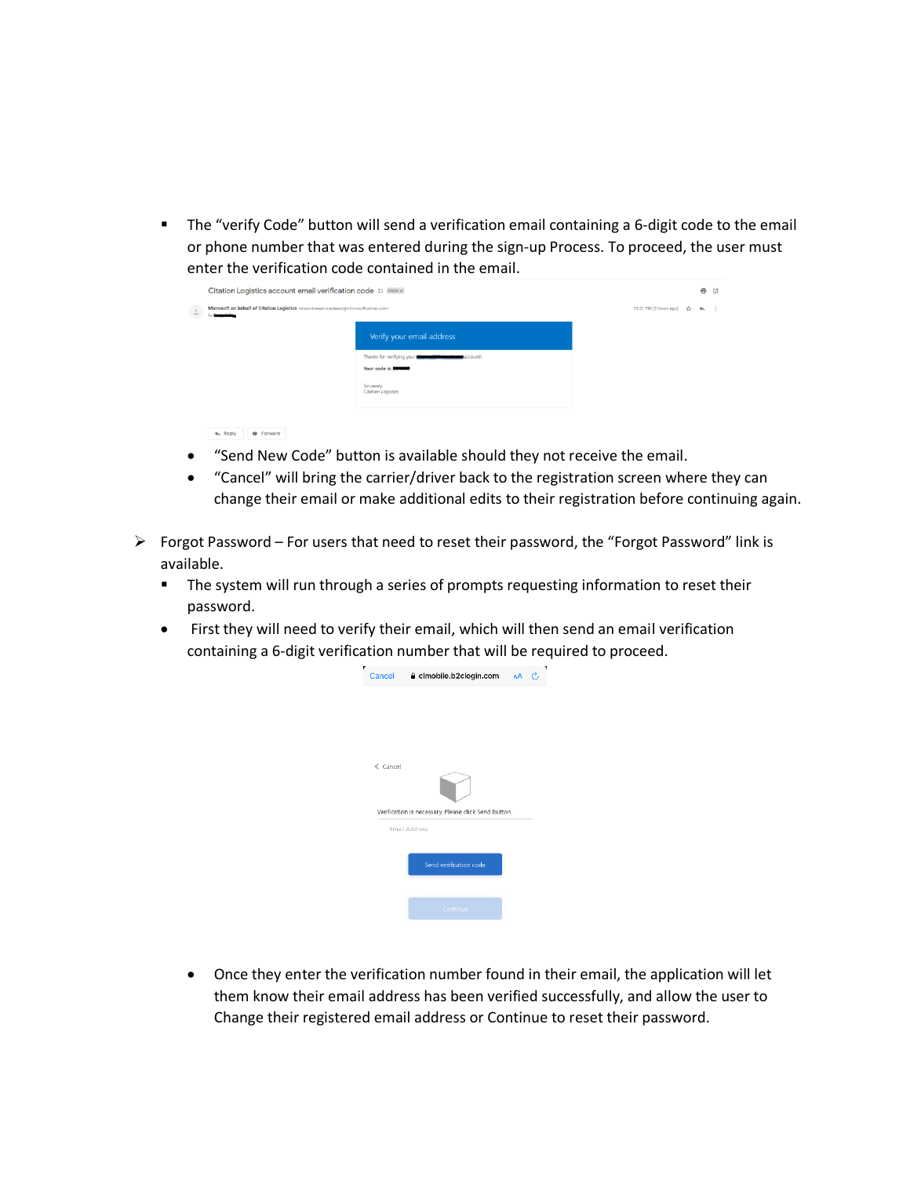- The “verify Code” button will send a verification email containing a 6-digit code to the email or phone number that was entered during the sign-up Process. To proceed, the user must enter the verification code contained in the email.

  - “Send New Code” button is available should they not receive the email.
  - “Cancel” will bring the carrier/driver back to the registration screen where they can change their email or make additional edits to their registration before continuing again.

➢ Forgot Password – For users that need to reset their password, the “Forgot Password” link is available.

- The system will run through a series of prompts requesting information to reset their password.
- First they will need to verify their email, which will then send an email verification containing a 6-digit verification number that will be required to proceed.

  - Once they enter the verification number found in their email, the application will let them know their email address has been verified successfully, and allow the user to Change their registered email address or Continue to reset their password.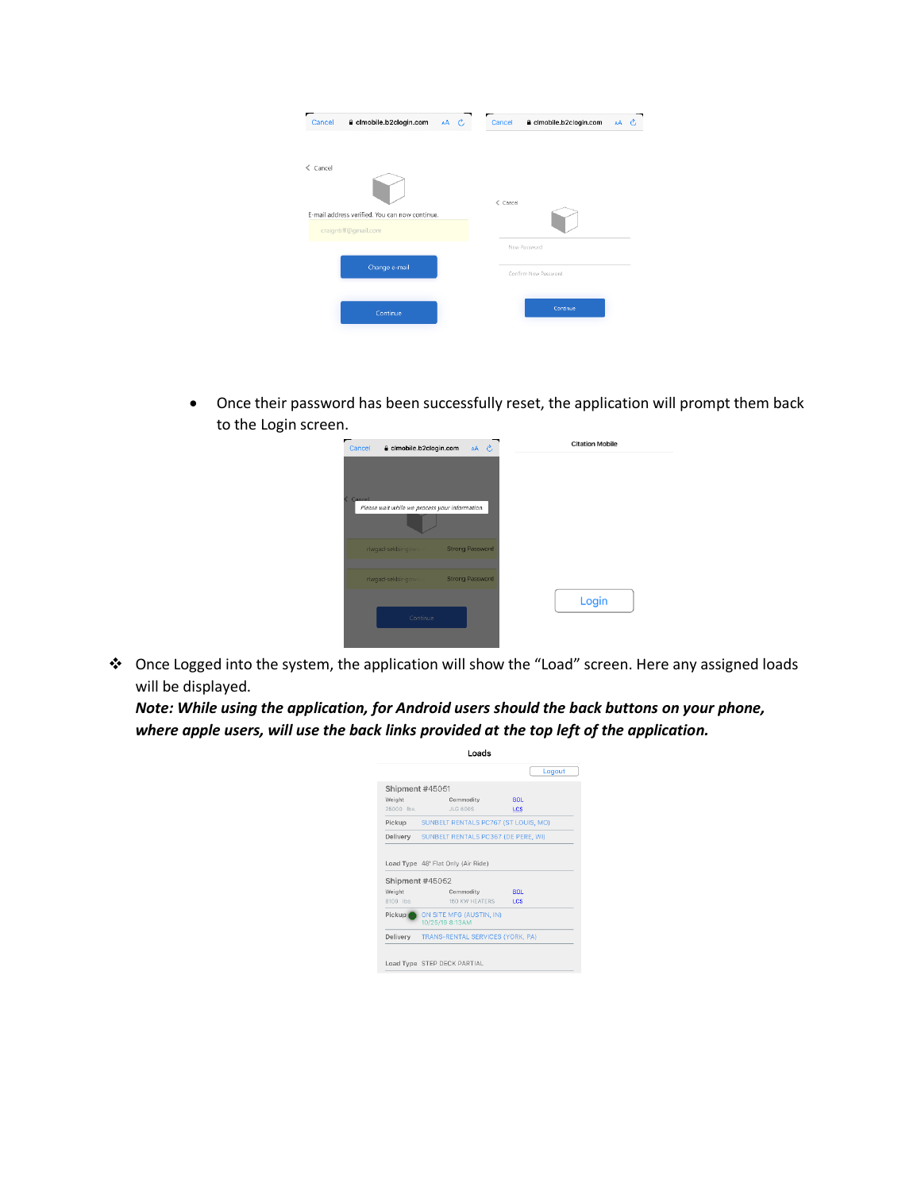- Once their password has been successfully reset, the application will prompt them back to the Login screen.

- Once Logged into the system, the application will show the “Load” screen. Here any assigned loads will be displayed.
  ***Note: While using the application, for Android users should the back buttons on your phone, where apple users, will use the back links provided at the top left of the application.***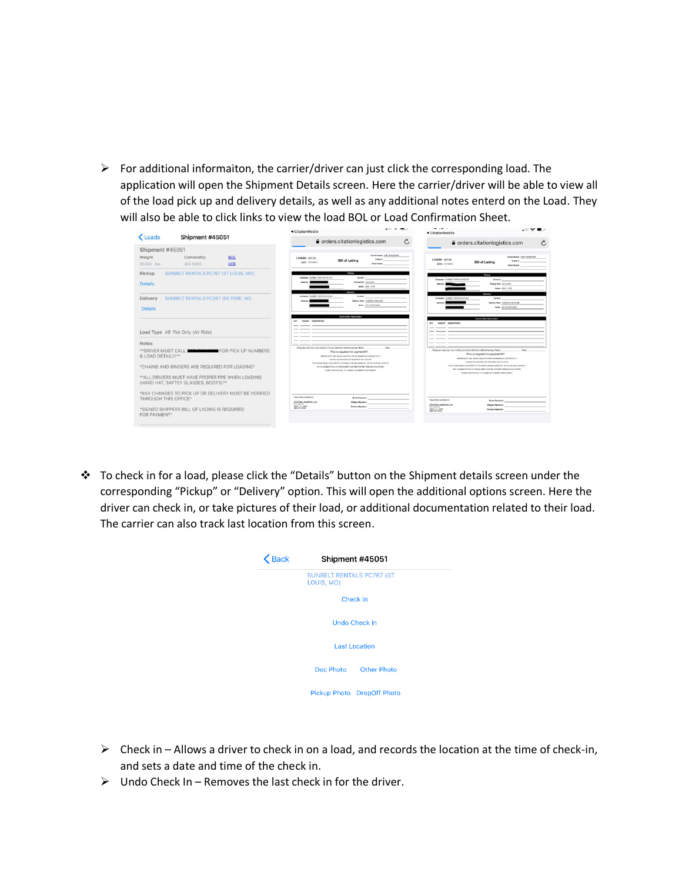- For additional informaiton, the carrier/driver can just click the corresponding load. The application will open the Shipment Details screen. Here the carrier/driver will be able to view all of the load pick up and delivery details, as well as any additional notes enterd on the Load. They will also be able to click links to view the load BOL or Load Confirmation Sheet.

- To check in for a load, please click the "Details" button on the Shipment details screen under the corresponding "Pickup" or "Delivery" option. This will open the additional options screen. Here the driver can check in, or take pictures of their load, or additional documentation related to their load. The carrier can also track last location from this screen.

- Check in – Allows a driver to check in on a load, and records the location at the time of check-in, and sets a date and time of the check in.
- Undo Check In – Removes the last check in for the driver.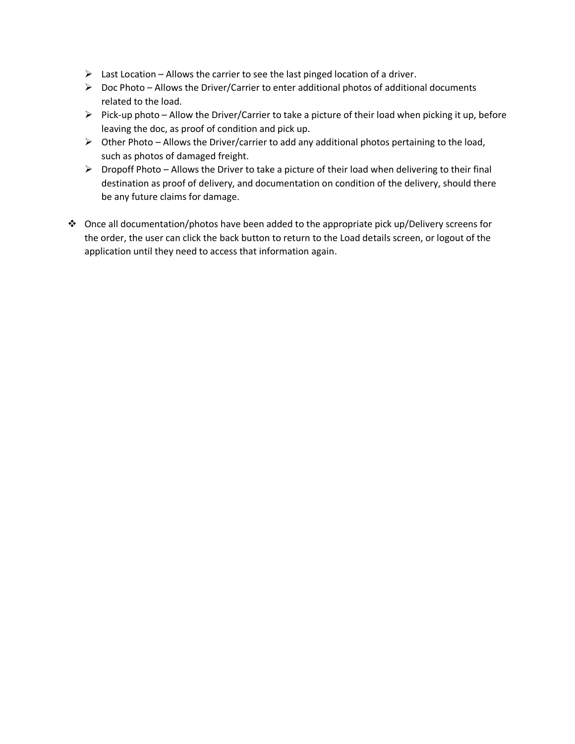- Last Location – Allows the carrier to see the last pinged location of a driver.
- Doc Photo – Allows the Driver/Carrier to enter additional photos of additional documents related to the load.
- Pick-up photo – Allow the Driver/Carrier to take a picture of their load when picking it up, before leaving the doc, as proof of condition and pick up.
- Other Photo – Allows the Driver/carrier to add any additional photos pertaining to the load, such as photos of damaged freight.
- Dropoff Photo – Allows the Driver to take a picture of their load when delivering to their final destination as proof of delivery, and documentation on condition of the delivery, should there be any future claims for damage.

- Once all documentation/photos have been added to the appropriate pick up/Delivery screens for the order, the user can click the back button to return to the Load details screen, or logout of the application until they need to access that information again.